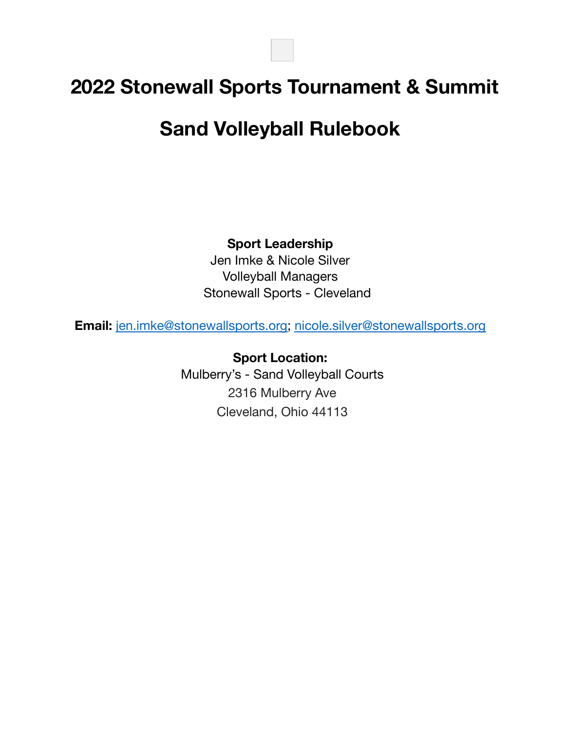# 2022 Stonewall Sports Tournament & Summit

# Sand Volleyball Rulebook

**Sport Leadership**
Jen Imke & Nicole Silver
Volleyball Managers
Stonewall Sports - Cleveland

**Email:** jen.imke@stonewallsports.org; nicole.silver@stonewallsports.org

**Sport Location:**
Mulberry's - Sand Volleyball Courts
2316 Mulberry Ave
Cleveland, Ohio 44113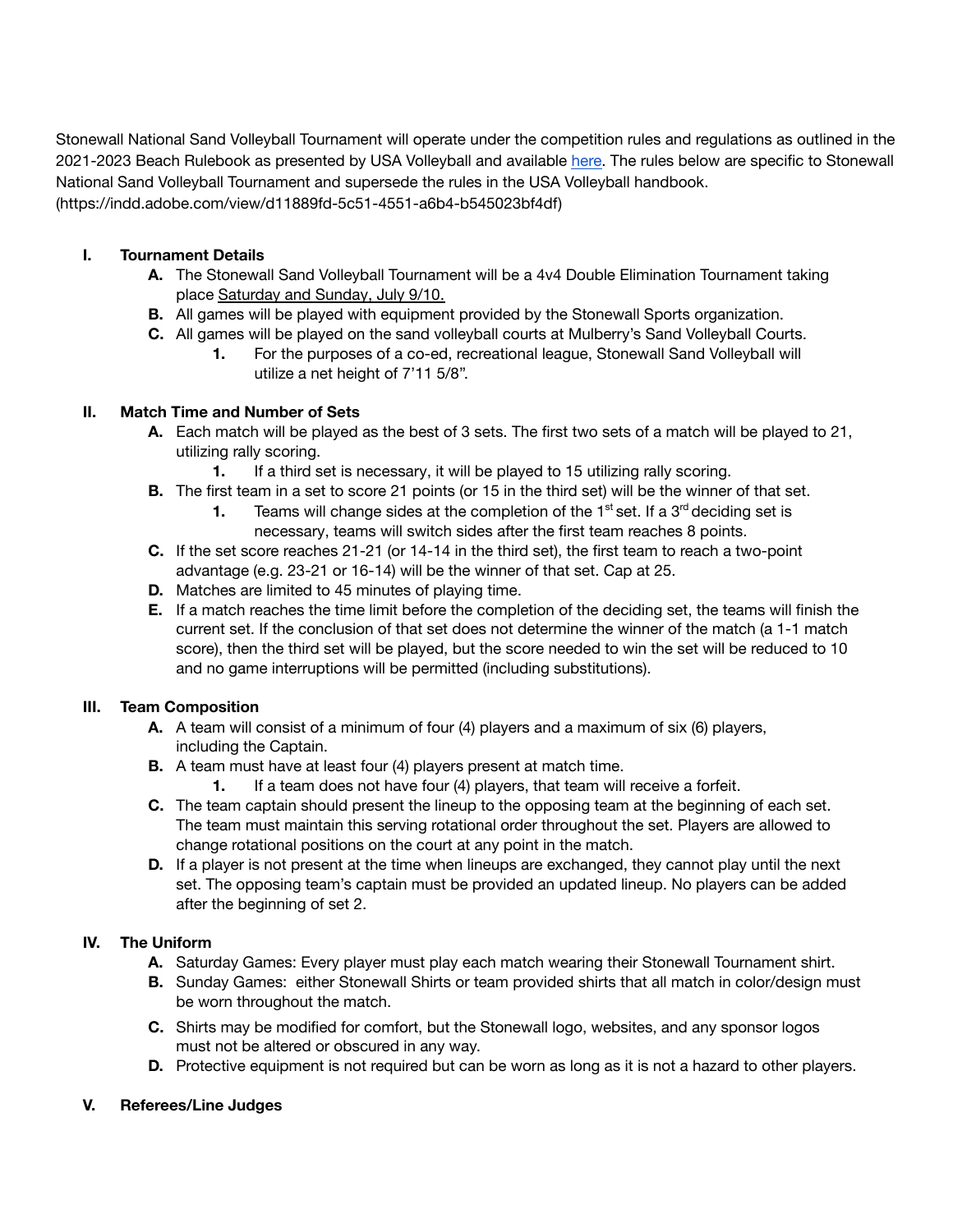Stonewall National Sand Volleyball Tournament will operate under the competition rules and regulations as outlined in the 2021-2023 Beach Rulebook as presented by USA Volleyball and available [here](https://indd.adobe.com/view/d11889fd-5c51-4551-a6b4-b545023bf4df). The rules below are specific to Stonewall National Sand Volleyball Tournament and supersede the rules in the USA Volleyball handbook. (https://indd.adobe.com/view/d11889fd-5c51-4551-a6b4-b545023bf4df)

## I. Tournament Details

- **A.** The Stonewall Sand Volleyball Tournament will be a 4v4 Double Elimination Tournament taking place <u>Saturday and Sunday, July 9/10.</u>
- **B.** All games will be played with equipment provided by the Stonewall Sports organization.
- **C.** All games will be played on the sand volleyball courts at Mulberry's Sand Volleyball Courts.
    1. For the purposes of a co-ed, recreational league, Stonewall Sand Volleyball will utilize a net height of 7'11 5/8".

## II. Match Time and Number of Sets

- **A.** Each match will be played as the best of 3 sets. The first two sets of a match will be played to 21, utilizing rally scoring.
    1. If a third set is necessary, it will be played to 15 utilizing rally scoring.
- **B.** The first team in a set to score 21 points (or 15 in the third set) will be the winner of that set.
    1. Teams will change sides at the completion of the 1st set. If a 3rd deciding set is necessary, teams will switch sides after the first team reaches 8 points.
- **C.** If the set score reaches 21-21 (or 14-14 in the third set), the first team to reach a two-point advantage (e.g. 23-21 or 16-14) will be the winner of that set. Cap at 25.
- **D.** Matches are limited to 45 minutes of playing time.
- **E.** If a match reaches the time limit before the completion of the deciding set, the teams will finish the current set. If the conclusion of that set does not determine the winner of the match (a 1-1 match score), then the third set will be played, but the score needed to win the set will be reduced to 10 and no game interruptions will be permitted (including substitutions).

## III. Team Composition

- **A.** A team will consist of a minimum of four (4) players and a maximum of six (6) players, including the Captain.
- **B.** A team must have at least four (4) players present at match time.
    1. If a team does not have four (4) players, that team will receive a forfeit.
- **C.** The team captain should present the lineup to the opposing team at the beginning of each set. The team must maintain this serving rotational order throughout the set. Players are allowed to change rotational positions on the court at any point in the match.
- **D.** If a player is not present at the time when lineups are exchanged, they cannot play until the next set. The opposing team's captain must be provided an updated lineup. No players can be added after the beginning of set 2.

## IV. The Uniform

- **A.** Saturday Games: Every player must play each match wearing their Stonewall Tournament shirt.
- **B.** Sunday Games: either Stonewall Shirts or team provided shirts that all match in color/design must be worn throughout the match.
- **C.** Shirts may be modified for comfort, but the Stonewall logo, websites, and any sponsor logos must not be altered or obscured in any way.
- **D.** Protective equipment is not required but can be worn as long as it is not a hazard to other players.

## V. Referees/Line Judges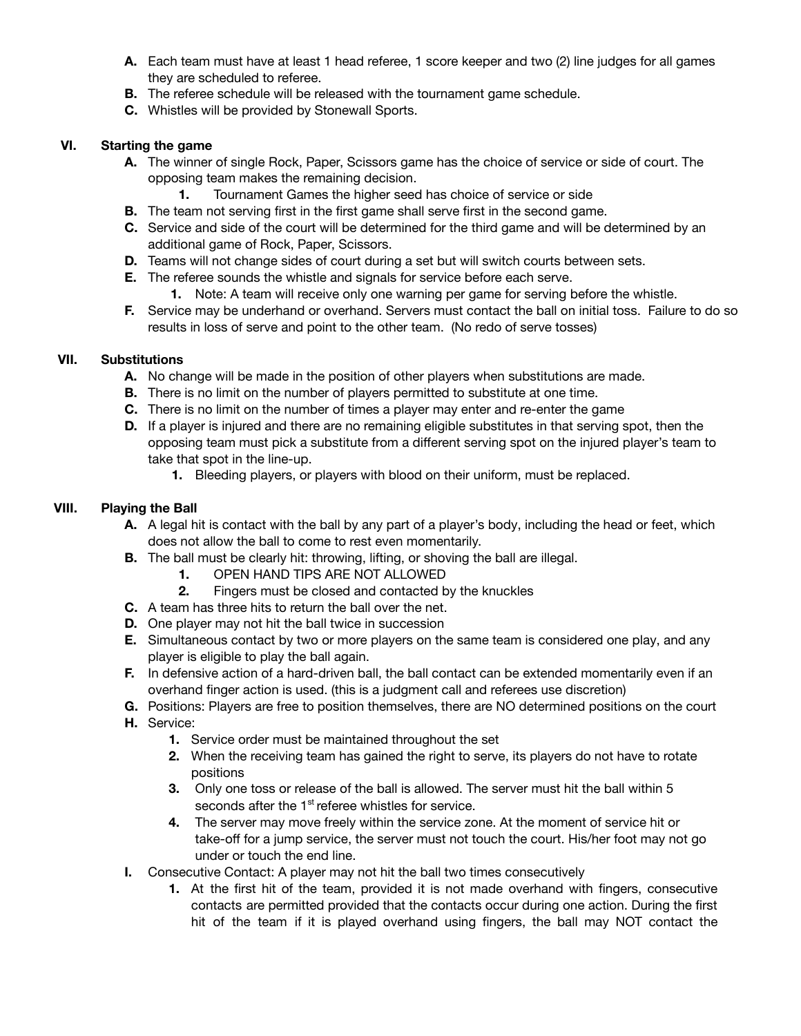A. Each team must have at least 1 head referee, 1 score keeper and two (2) line judges for all games they are scheduled to referee.
B. The referee schedule will be released with the tournament game schedule.
C. Whistles will be provided by Stonewall Sports.

## VI. Starting the game

A. The winner of single Rock, Paper, Scissors game has the choice of service or side of court. The opposing team makes the remaining decision.
   1. Tournament Games the higher seed has choice of service or side
B. The team not serving first in the first game shall serve first in the second game.
C. Service and side of the court will be determined for the third game and will be determined by an additional game of Rock, Paper, Scissors.
D. Teams will not change sides of court during a set but will switch courts between sets.
E. The referee sounds the whistle and signals for service before each serve.
   1. Note: A team will receive only one warning per game for serving before the whistle.
F. Service may be underhand or overhand. Servers must contact the ball on initial toss. Failure to do so results in loss of serve and point to the other team. (No redo of serve tosses)

## VII. Substitutions

A. No change will be made in the position of other players when substitutions are made.
B. There is no limit on the number of players permitted to substitute at one time.
C. There is no limit on the number of times a player may enter and re-enter the game
D. If a player is injured and there are no remaining eligible substitutes in that serving spot, then the opposing team must pick a substitute from a different serving spot on the injured player's team to take that spot in the line-up.
   1. Bleeding players, or players with blood on their uniform, must be replaced.

## VIII. Playing the Ball

A. A legal hit is contact with the ball by any part of a player's body, including the head or feet, which does not allow the ball to come to rest even momentarily.
B. The ball must be clearly hit: throwing, lifting, or shoving the ball are illegal.
   1. OPEN HAND TIPS ARE NOT ALLOWED
   2. Fingers must be closed and contacted by the knuckles
C. A team has three hits to return the ball over the net.
D. One player may not hit the ball twice in succession
E. Simultaneous contact by two or more players on the same team is considered one play, and any player is eligible to play the ball again.
F. In defensive action of a hard-driven ball, the ball contact can be extended momentarily even if an overhand finger action is used. (this is a judgment call and referees use discretion)
G. Positions: Players are free to position themselves, there are NO determined positions on the court
H. Service:
   1. Service order must be maintained throughout the set
   2. When the receiving team has gained the right to serve, its players do not have to rotate positions
   3. Only one toss or release of the ball is allowed. The server must hit the ball within 5 seconds after the 1st referee whistles for service.
   4. The server may move freely within the service zone. At the moment of service hit or take-off for a jump service, the server must not touch the court. His/her foot may not go under or touch the end line.
I. Consecutive Contact: A player may not hit the ball two times consecutively
   1. At the first hit of the team, provided it is not made overhand with fingers, consecutive contacts are permitted provided that the contacts occur during one action. During the first hit of the team if it is played overhand using fingers, the ball may NOT contact the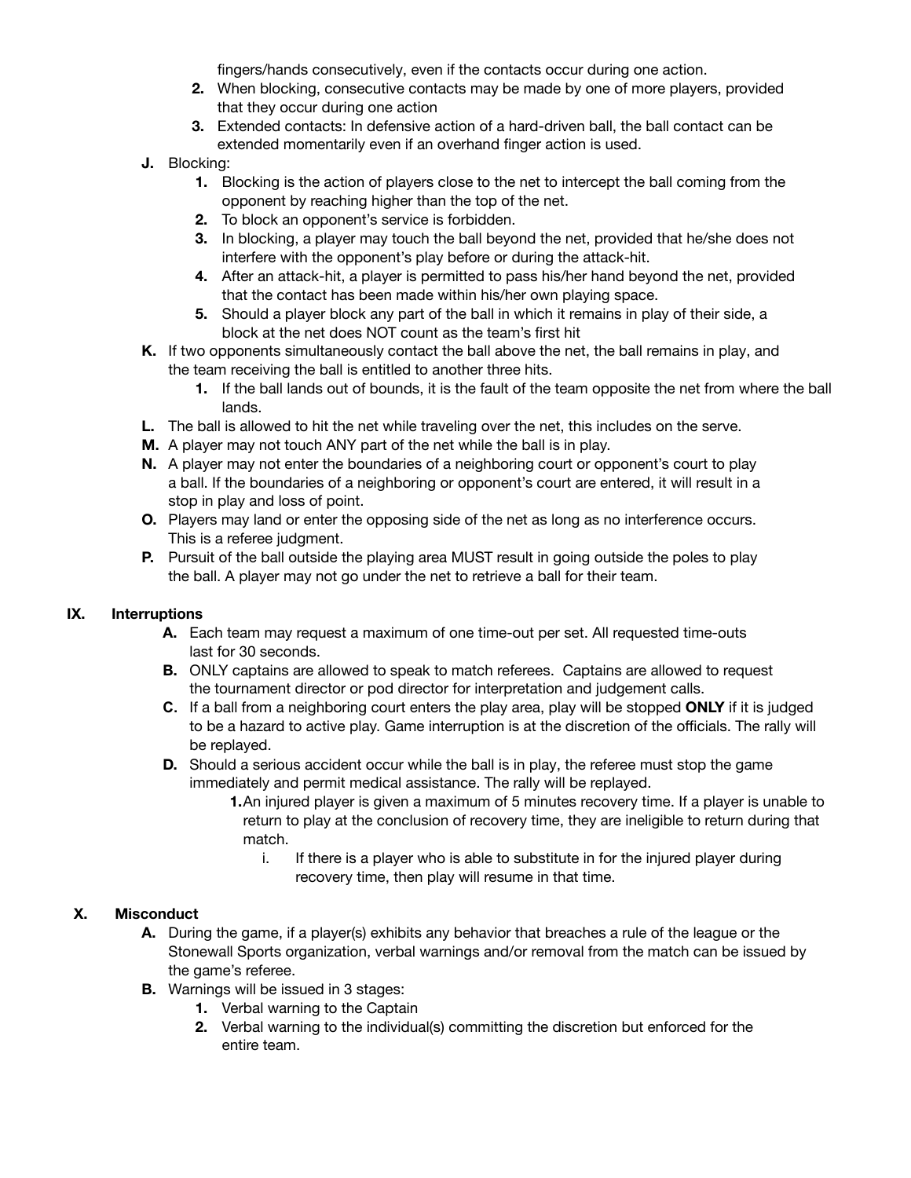fingers/hands consecutively, even if the contacts occur during one action.

2. When blocking, consecutive contacts may be made by one of more players, provided that they occur during one action
3. Extended contacts: In defensive action of a hard-driven ball, the ball contact can be extended momentarily even if an overhand finger action is used.

J. Blocking:
   1. Blocking is the action of players close to the net to intercept the ball coming from the opponent by reaching higher than the top of the net.
   2. To block an opponent's service is forbidden.
   3. In blocking, a player may touch the ball beyond the net, provided that he/she does not interfere with the opponent's play before or during the attack-hit.
   4. After an attack-hit, a player is permitted to pass his/her hand beyond the net, provided that the contact has been made within his/her own playing space.
   5. Should a player block any part of the ball in which it remains in play of their side, a block at the net does NOT count as the team's first hit

K. If two opponents simultaneously contact the ball above the net, the ball remains in play, and the team receiving the ball is entitled to another three hits.
   1. If the ball lands out of bounds, it is the fault of the team opposite the net from where the ball lands.

L. The ball is allowed to hit the net while traveling over the net, this includes on the serve.

M. A player may not touch ANY part of the net while the ball is in play.

N. A player may not enter the boundaries of a neighboring court or opponent's court to play a ball. If the boundaries of a neighboring or opponent's court are entered, it will result in a stop in play and loss of point.

O. Players may land or enter the opposing side of the net as long as no interference occurs. This is a referee judgment.

P. Pursuit of the ball outside the playing area MUST result in going outside the poles to play the ball. A player may not go under the net to retrieve a ball for their team.

## IX. Interruptions

A. Each team may request a maximum of one time-out per set. All requested time-outs last for 30 seconds.

B. ONLY captains are allowed to speak to match referees. Captains are allowed to request the tournament director or pod director for interpretation and judgement calls.

C. If a ball from a neighboring court enters the play area, play will be stopped **ONLY** if it is judged to be a hazard to active play. Game interruption is at the discretion of the officials. The rally will be replayed.

D. Should a serious accident occur while the ball is in play, the referee must stop the game immediately and permit medical assistance. The rally will be replayed.
   1. An injured player is given a maximum of 5 minutes recovery time. If a player is unable to return to play at the conclusion of recovery time, they are ineligible to return during that match.
      i. If there is a player who is able to substitute in for the injured player during recovery time, then play will resume in that time.

## X. Misconduct

A. During the game, if a player(s) exhibits any behavior that breaches a rule of the league or the Stonewall Sports organization, verbal warnings and/or removal from the match can be issued by the game's referee.

B. Warnings will be issued in 3 stages:
   1. Verbal warning to the Captain
   2. Verbal warning to the individual(s) committing the discretion but enforced for the entire team.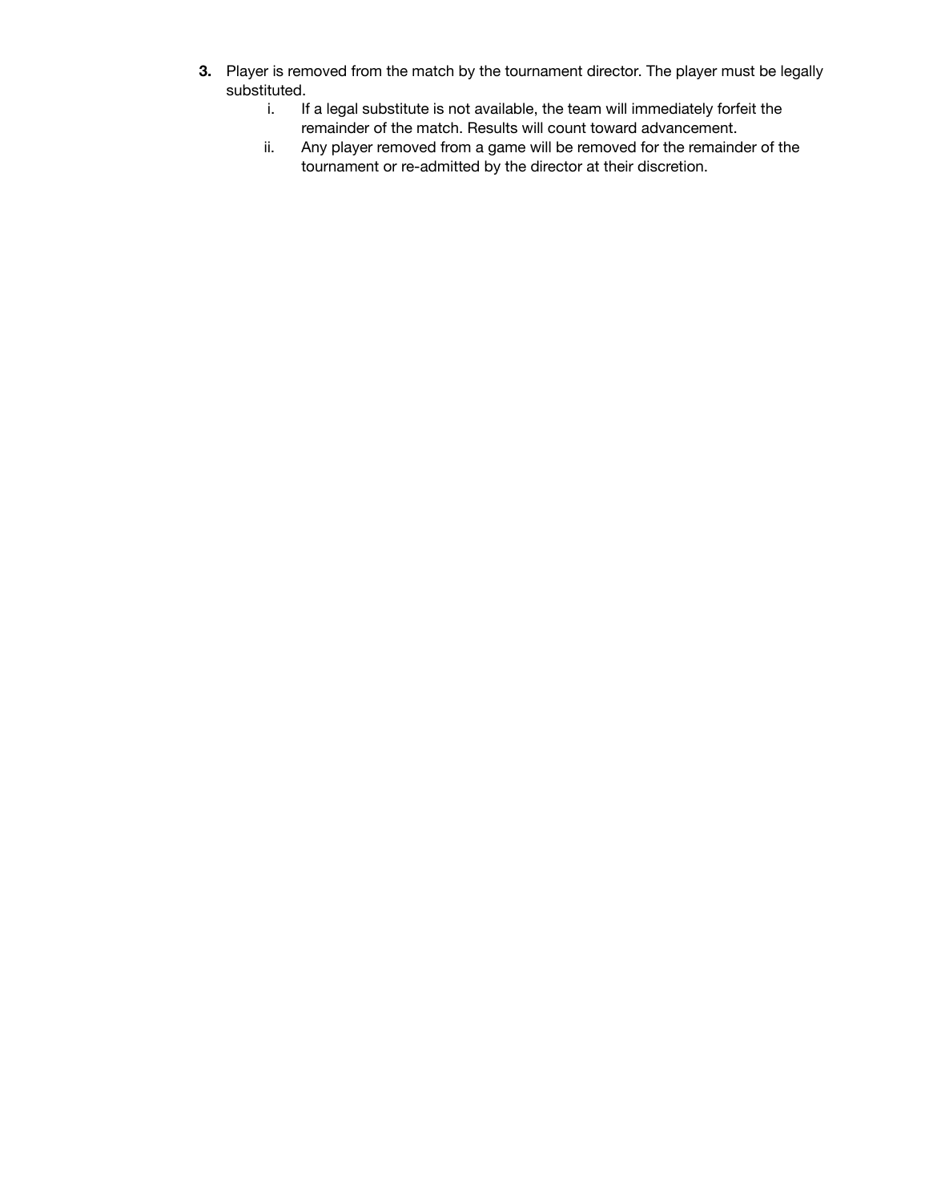3. Player is removed from the match by the tournament director. The player must be legally substituted.
    1. If a legal substitute is not available, the team will immediately forfeit the remainder of the match. Results will count toward advancement.
    2. Any player removed from a game will be removed for the remainder of the tournament or re-admitted by the director at their discretion.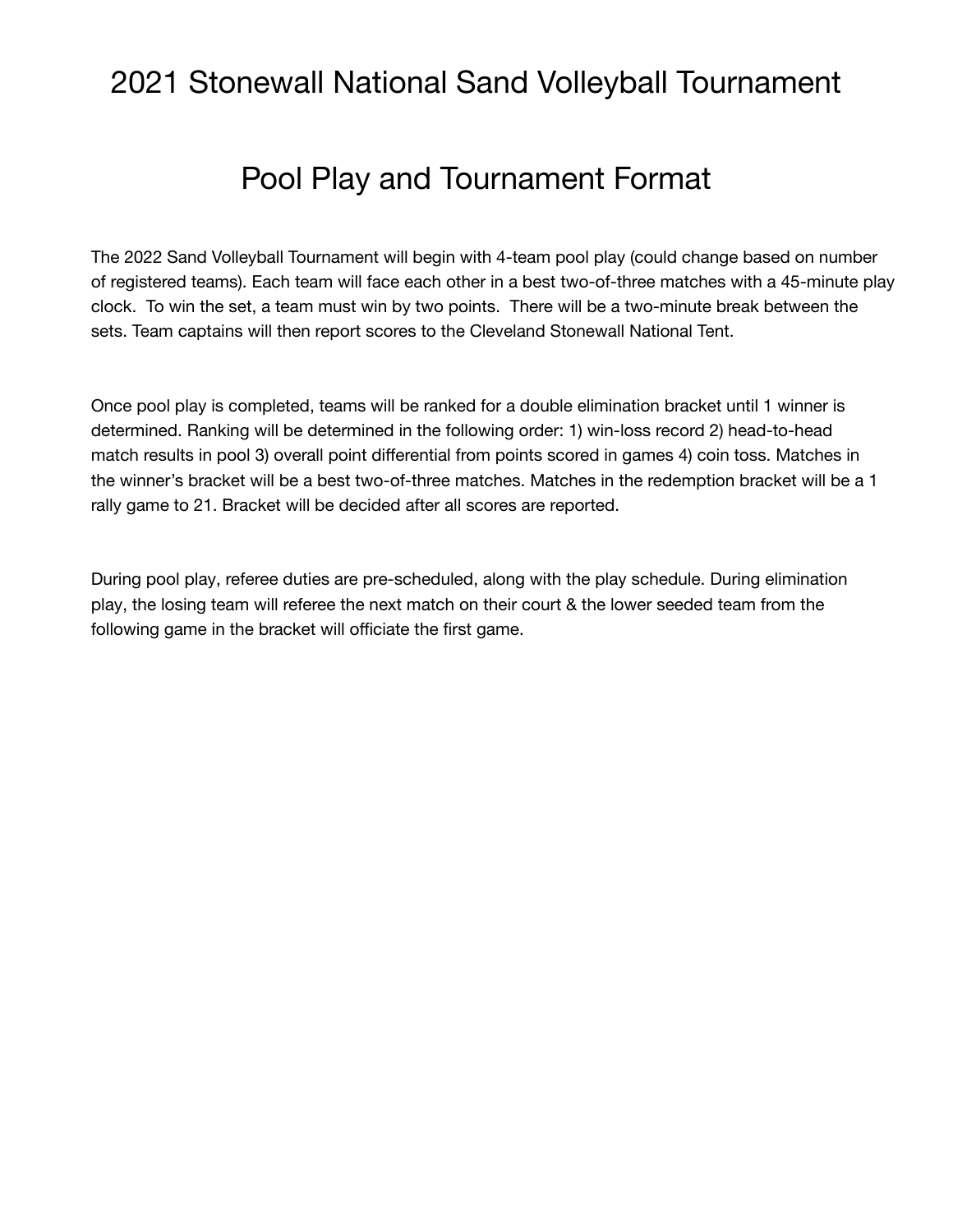# 2021 Stonewall National Sand Volleyball Tournament

## Pool Play and Tournament Format

The 2022 Sand Volleyball Tournament will begin with 4-team pool play (could change based on number of registered teams). Each team will face each other in a best two-of-three matches with a 45-minute play clock. To win the set, a team must win by two points. There will be a two-minute break between the sets. Team captains will then report scores to the Cleveland Stonewall National Tent.

Once pool play is completed, teams will be ranked for a double elimination bracket until 1 winner is determined. Ranking will be determined in the following order: 1) win-loss record 2) head-to-head match results in pool 3) overall point differential from points scored in games 4) coin toss. Matches in the winner's bracket will be a best two-of-three matches. Matches in the redemption bracket will be a 1 rally game to 21. Bracket will be decided after all scores are reported.

During pool play, referee duties are pre-scheduled, along with the play schedule. During elimination play, the losing team will referee the next match on their court & the lower seeded team from the following game in the bracket will officiate the first game.